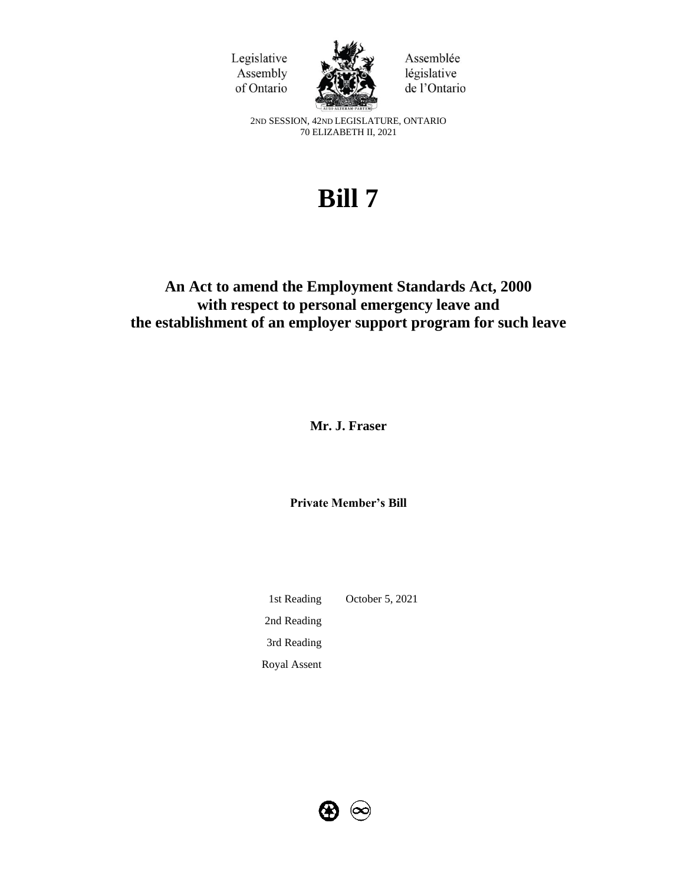Legislative Assembly of Ontario

Assemblée législative de l'Ontario

2ND SESSION, 42ND LEGISLATURE, ONTARIO
70 ELIZABETH II, 2021

# Bill 7

## An Act to amend the Employment Standards Act, 2000 with respect to personal emergency leave and the establishment of an employer support program for such leave

**Mr. J. Fraser**

**Private Member's Bill**

| | |
|---|---|
| 1st Reading | October 5, 2021 |
| 2nd Reading | |
| 3rd Reading | |
| Royal Assent | |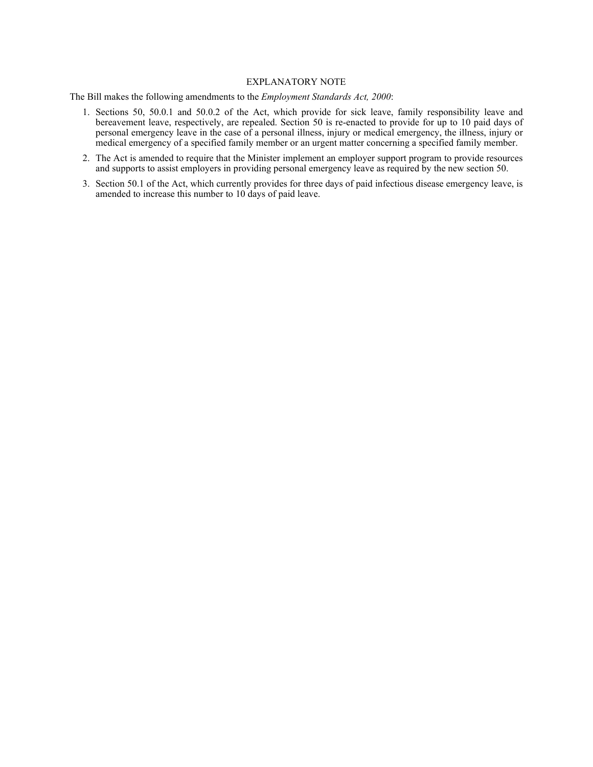## EXPLANATORY NOTE

The Bill makes the following amendments to the *Employment Standards Act, 2000*:

1. Sections 50, 50.0.1 and 50.0.2 of the Act, which provide for sick leave, family responsibility leave and bereavement leave, respectively, are repealed. Section 50 is re-enacted to provide for up to 10 paid days of personal emergency leave in the case of a personal illness, injury or medical emergency, the illness, injury or medical emergency of a specified family member or an urgent matter concerning a specified family member.
2. The Act is amended to require that the Minister implement an employer support program to provide resources and supports to assist employers in providing personal emergency leave as required by the new section 50.
3. Section 50.1 of the Act, which currently provides for three days of paid infectious disease emergency leave, is amended to increase this number to 10 days of paid leave.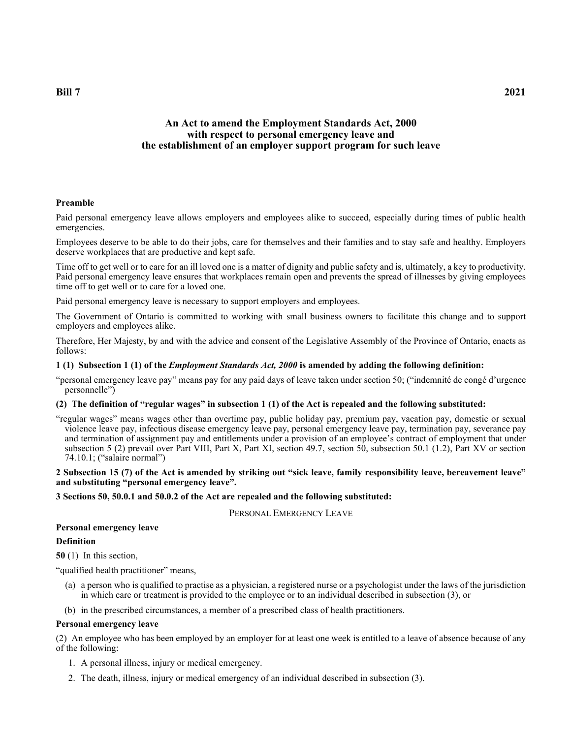**Bill 7** **2021**

## An Act to amend the Employment Standards Act, 2000 with respect to personal emergency leave and the establishment of an employer support program for such leave

### Preamble

Paid personal emergency leave allows employers and employees alike to succeed, especially during times of public health emergencies.

Employees deserve to be able to do their jobs, care for themselves and their families and to stay safe and healthy. Employers deserve workplaces that are productive and kept safe.

Time off to get well or to care for an ill loved one is a matter of dignity and public safety and is, ultimately, a key to productivity. Paid personal emergency leave ensures that workplaces remain open and prevents the spread of illnesses by giving employees time off to get well or to care for a loved one.

Paid personal emergency leave is necessary to support employers and employees.

The Government of Ontario is committed to working with small business owners to facilitate this change and to support employers and employees alike.

Therefore, Her Majesty, by and with the advice and consent of the Legislative Assembly of the Province of Ontario, enacts as follows:

**1 (1) Subsection 1 (1) of the *Employment Standards Act, 2000* is amended by adding the following definition:**

"personal emergency leave pay" means pay for any paid days of leave taken under section 50; ("indemnité de congé d'urgence personnelle")

**(2) The definition of "regular wages" in subsection 1 (1) of the Act is repealed and the following substituted:**

"regular wages" means wages other than overtime pay, public holiday pay, premium pay, vacation pay, domestic or sexual violence leave pay, infectious disease emergency leave pay, personal emergency leave pay, termination pay, severance pay and termination of assignment pay and entitlements under a provision of an employee's contract of employment that under subsection 5 (2) prevail over Part VIII, Part X, Part XI, section 49.7, section 50, subsection 50.1 (1.2), Part XV or section 74.10.1; ("salaire normal")

**2 Subsection 15 (7) of the Act is amended by striking out "sick leave, family responsibility leave, bereavement leave" and substituting "personal emergency leave".**

**3 Sections 50, 50.0.1 and 50.0.2 of the Act are repealed and the following substituted:**

PERSONAL EMERGENCY LEAVE

**Personal emergency leave**

**Definition**

**50** (1) In this section,

"qualified health practitioner" means,

- (a) a person who is qualified to practise as a physician, a registered nurse or a psychologist under the laws of the jurisdiction in which care or treatment is provided to the employee or to an individual described in subsection (3), or
- (b) in the prescribed circumstances, a member of a prescribed class of health practitioners.

**Personal emergency leave**

(2) An employee who has been employed by an employer for at least one week is entitled to a leave of absence because of any of the following:

1. A personal illness, injury or medical emergency.
2. The death, illness, injury or medical emergency of an individual described in subsection (3).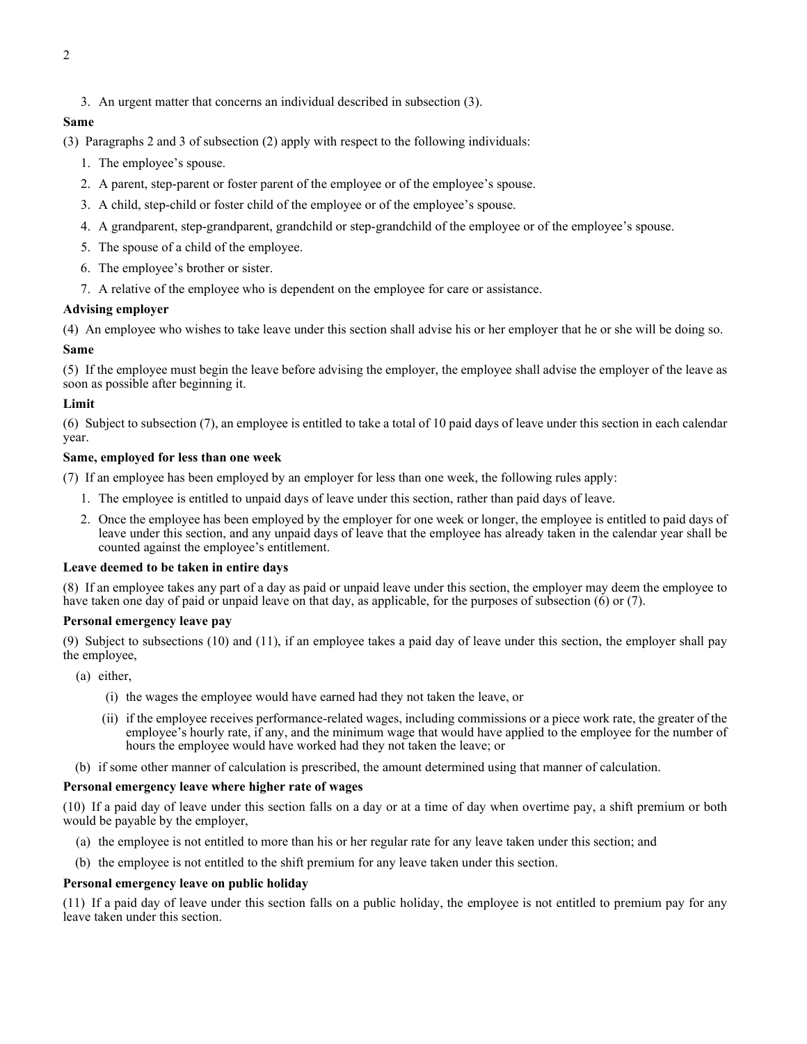3. An urgent matter that concerns an individual described in subsection (3).

**Same**

(3) Paragraphs 2 and 3 of subsection (2) apply with respect to the following individuals:

1. The employee's spouse.
2. A parent, step-parent or foster parent of the employee or of the employee's spouse.
3. A child, step-child or foster child of the employee or of the employee's spouse.
4. A grandparent, step-grandparent, grandchild or step-grandchild of the employee or of the employee's spouse.
5. The spouse of a child of the employee.
6. The employee's brother or sister.
7. A relative of the employee who is dependent on the employee for care or assistance.

**Advising employer**

(4) An employee who wishes to take leave under this section shall advise his or her employer that he or she will be doing so.

**Same**

(5) If the employee must begin the leave before advising the employer, the employee shall advise the employer of the leave as soon as possible after beginning it.

**Limit**

(6) Subject to subsection (7), an employee is entitled to take a total of 10 paid days of leave under this section in each calendar year.

**Same, employed for less than one week**

(7) If an employee has been employed by an employer for less than one week, the following rules apply:

1. The employee is entitled to unpaid days of leave under this section, rather than paid days of leave.
2. Once the employee has been employed by the employer for one week or longer, the employee is entitled to paid days of leave under this section, and any unpaid days of leave that the employee has already taken in the calendar year shall be counted against the employee's entitlement.

**Leave deemed to be taken in entire days**

(8) If an employee takes any part of a day as paid or unpaid leave under this section, the employer may deem the employee to have taken one day of paid or unpaid leave on that day, as applicable, for the purposes of subsection (6) or (7).

**Personal emergency leave pay**

(9) Subject to subsections (10) and (11), if an employee takes a paid day of leave under this section, the employer shall pay the employee,

(a) either,

(i) the wages the employee would have earned had they not taken the leave, or

(ii) if the employee receives performance-related wages, including commissions or a piece work rate, the greater of the employee's hourly rate, if any, and the minimum wage that would have applied to the employee for the number of hours the employee would have worked had they not taken the leave; or

(b) if some other manner of calculation is prescribed, the amount determined using that manner of calculation.

**Personal emergency leave where higher rate of wages**

(10) If a paid day of leave under this section falls on a day or at a time of day when overtime pay, a shift premium or both would be payable by the employer,

(a) the employee is not entitled to more than his or her regular rate for any leave taken under this section; and

(b) the employee is not entitled to the shift premium for any leave taken under this section.

**Personal emergency leave on public holiday**

(11) If a paid day of leave under this section falls on a public holiday, the employee is not entitled to premium pay for any leave taken under this section.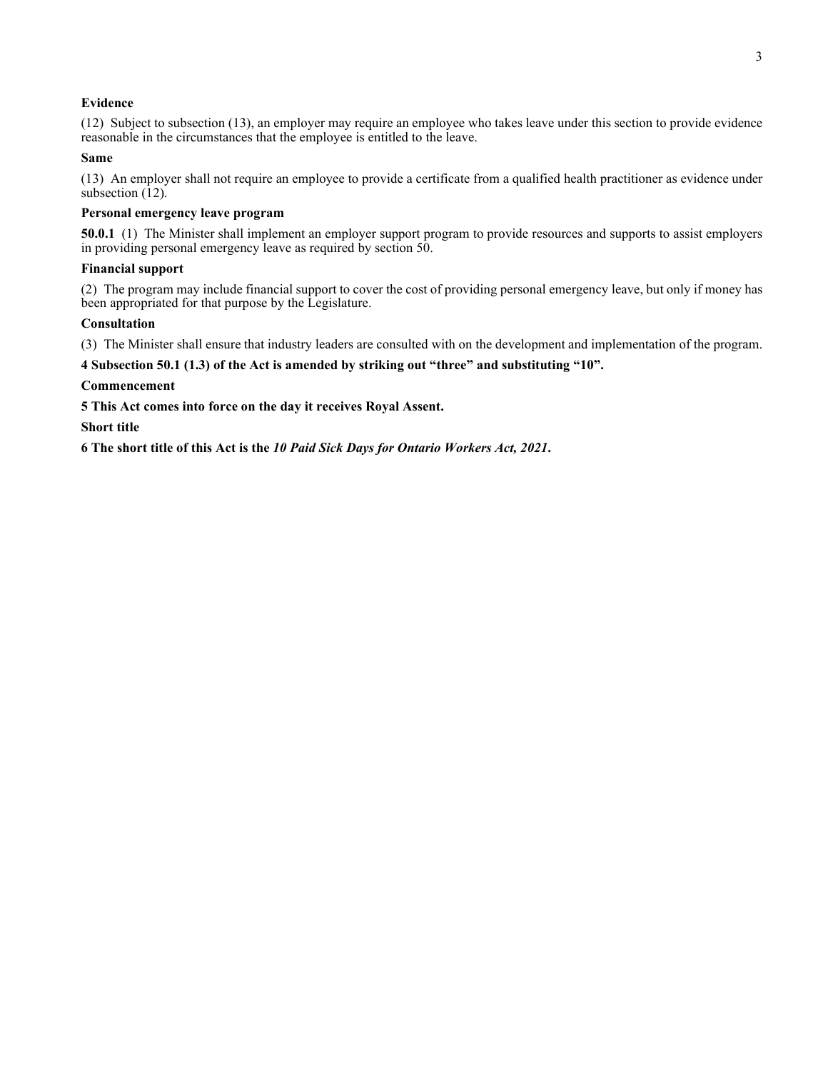**Evidence**

(12) Subject to subsection (13), an employer may require an employee who takes leave under this section to provide evidence reasonable in the circumstances that the employee is entitled to the leave.

**Same**

(13) An employer shall not require an employee to provide a certificate from a qualified health practitioner as evidence under subsection (12).

**Personal emergency leave program**

**50.0.1** (1) The Minister shall implement an employer support program to provide resources and supports to assist employers in providing personal emergency leave as required by section 50.

**Financial support**

(2) The program may include financial support to cover the cost of providing personal emergency leave, but only if money has been appropriated for that purpose by the Legislature.

**Consultation**

(3) The Minister shall ensure that industry leaders are consulted with on the development and implementation of the program.

**4 Subsection 50.1 (1.3) of the Act is amended by striking out "three" and substituting "10".**

**Commencement**

**5 This Act comes into force on the day it receives Royal Assent.**

**Short title**

**6 The short title of this Act is the *10 Paid Sick Days for Ontario Workers Act, 2021*.**